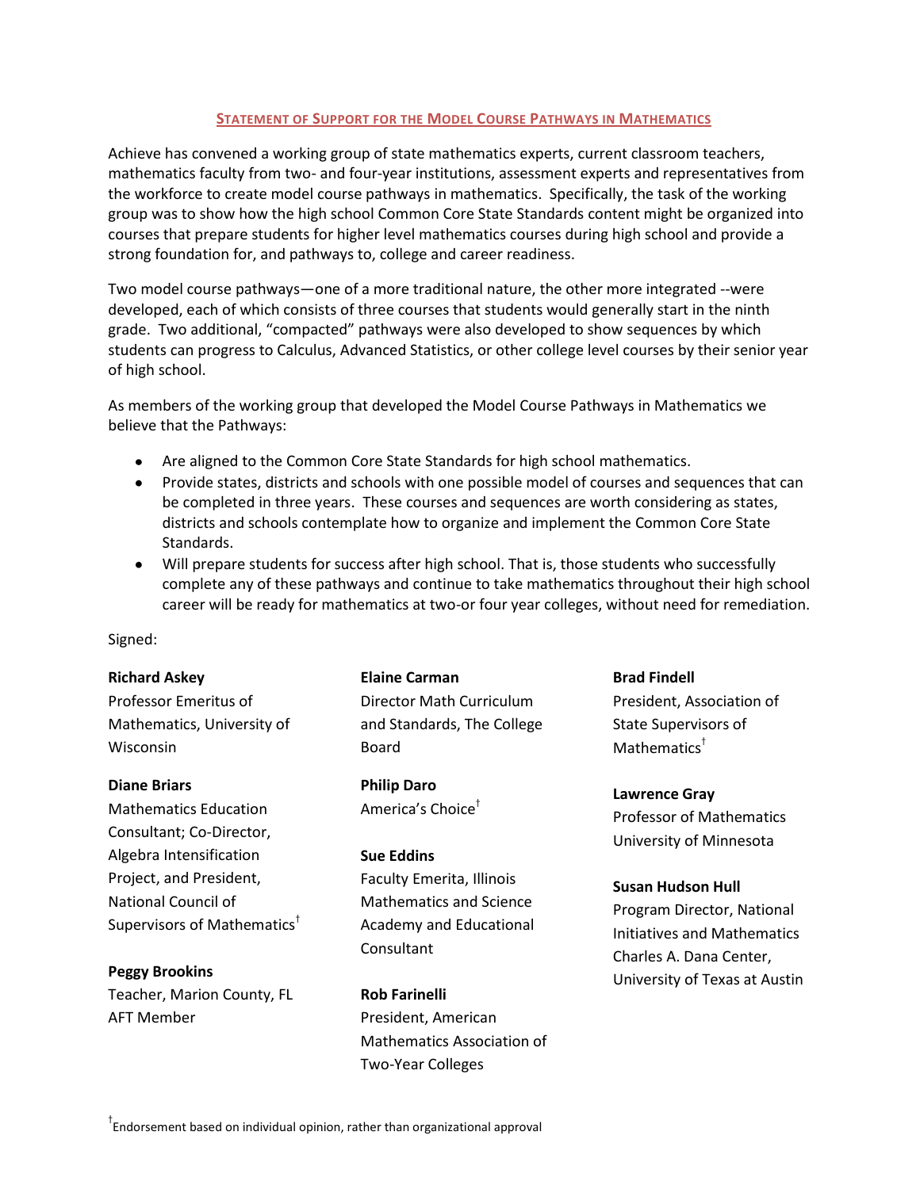## STATEMENT OF SUPPORT FOR THE MODEL COURSE PATHWAYS IN MATHEMATICS

Achieve has convened a working group of state mathematics experts, current classroom teachers, mathematics faculty from two- and four-year institutions, assessment experts and representatives from the workforce to create model course pathways in mathematics. Specifically, the task of the working group was to show how the high school Common Core State Standards content might be organized into courses that prepare students for higher level mathematics courses during high school and provide a strong foundation for, and pathways to, college and career readiness.

Two model course pathways—one of a more traditional nature, the other more integrated --were developed, each of which consists of three courses that students would generally start in the ninth grade. Two additional, "compacted" pathways were also developed to show sequences by which students can progress to Calculus, Advanced Statistics, or other college level courses by their senior year of high school.

As members of the working group that developed the Model Course Pathways in Mathematics we believe that the Pathways:

- Are aligned to the Common Core State Standards for high school mathematics.
- Provide states, districts and schools with one possible model of courses and sequences that can be completed in three years. These courses and sequences are worth considering as states, districts and schools contemplate how to organize and implement the Common Core State Standards.
- Will prepare students for success after high school. That is, those students who successfully complete any of these pathways and continue to take mathematics throughout their high school career will be ready for mathematics at two-or four year colleges, without need for remediation.

Signed:

**Richard Askey**
Professor Emeritus of Mathematics, University of Wisconsin

**Diane Briars**
Mathematics Education Consultant; Co-Director, Algebra Intensification Project, and President, National Council of Supervisors of Mathematics†

**Peggy Brookins**
Teacher, Marion County, FL
AFT Member

**Elaine Carman**
Director Math Curriculum and Standards, The College Board

**Philip Daro**
America's Choice†

**Sue Eddins**
Faculty Emerita, Illinois Mathematics and Science Academy and Educational Consultant

**Rob Farinelli**
President, American Mathematics Association of Two-Year Colleges

**Brad Findell**
President, Association of State Supervisors of Mathematics†

**Lawrence Gray**
Professor of Mathematics
University of Minnesota

**Susan Hudson Hull**
Program Director, National Initiatives and Mathematics Charles A. Dana Center, University of Texas at Austin

†Endorsement based on individual opinion, rather than organizational approval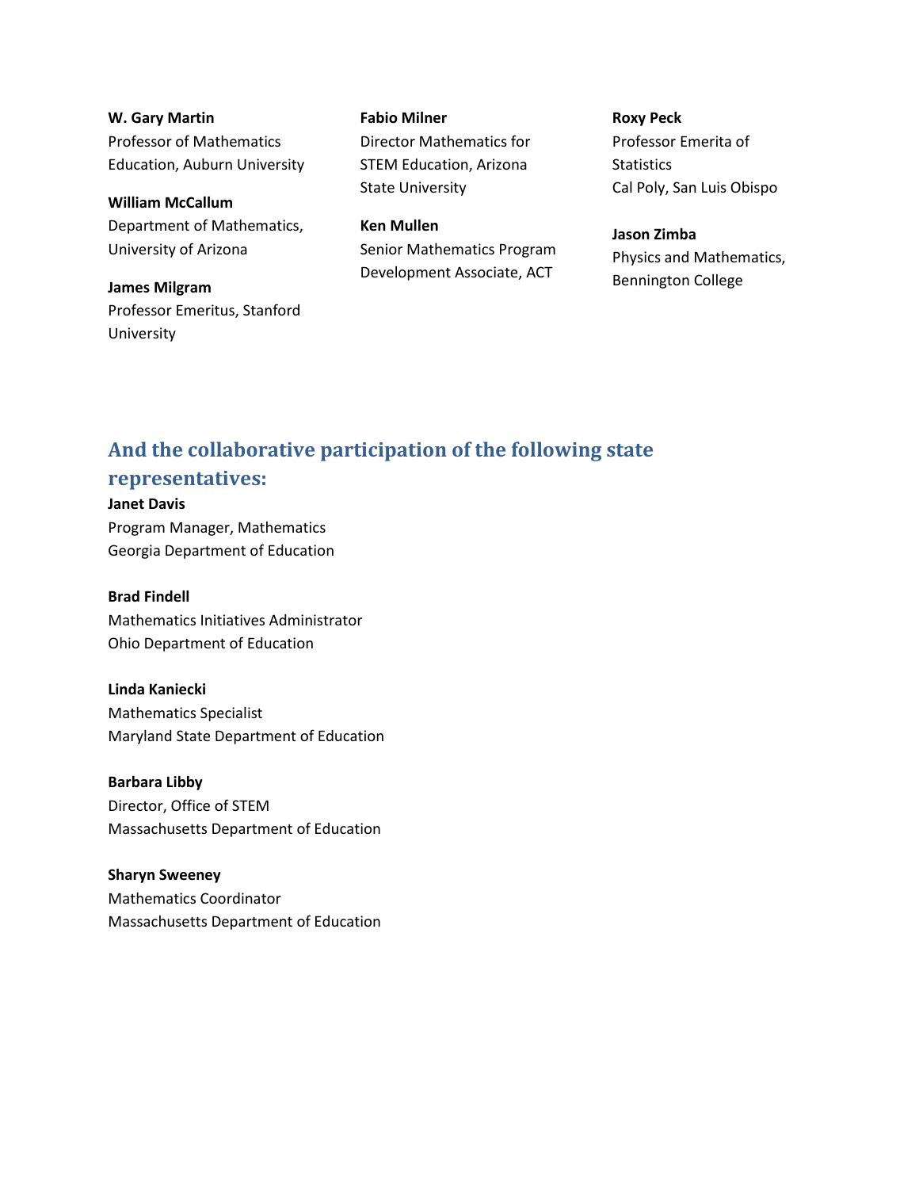**W. Gary Martin**
Professor of Mathematics Education, Auburn University

**William McCallum**
Department of Mathematics, University of Arizona

**James Milgram**
Professor Emeritus, Stanford University

**Fabio Milner**
Director Mathematics for STEM Education, Arizona State University

**Ken Mullen**
Senior Mathematics Program Development Associate, ACT

**Roxy Peck**
Professor Emerita of Statistics
Cal Poly, San Luis Obispo

**Jason Zimba**
Physics and Mathematics, Bennington College

## And the collaborative participation of the following state representatives:

**Janet Davis**
Program Manager, Mathematics
Georgia Department of Education

**Brad Findell**
Mathematics Initiatives Administrator
Ohio Department of Education

**Linda Kaniecki**
Mathematics Specialist
Maryland State Department of Education

**Barbara Libby**
Director, Office of STEM
Massachusetts Department of Education

**Sharyn Sweeney**
Mathematics Coordinator
Massachusetts Department of Education